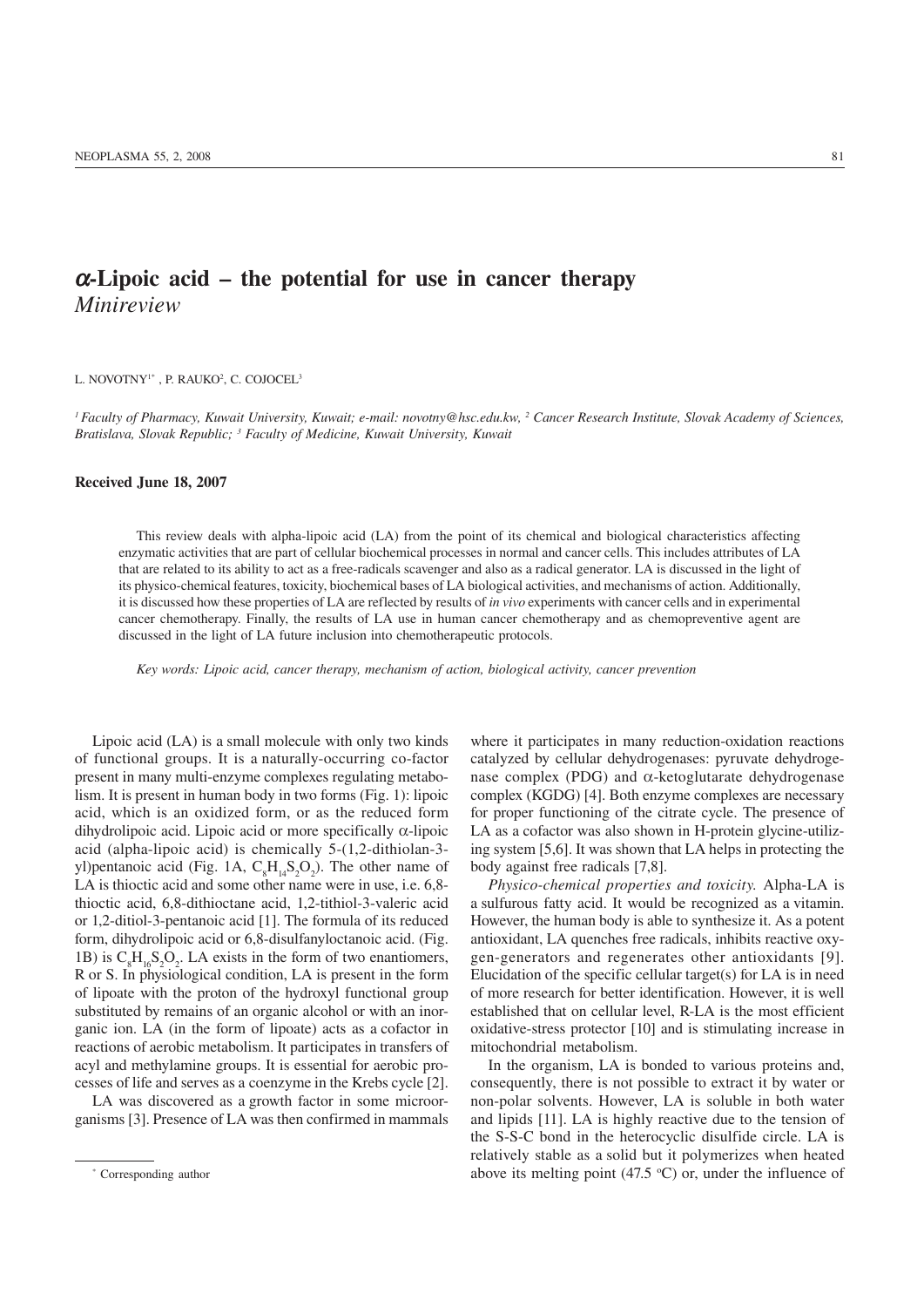# $\alpha$-Lipoic acid – the potential for use in cancer therapy

*Minireview*

L. NOVOTNY[1*], P. RAUKO[2], C. COJOCEL[3]

[1] *Faculty of Pharmacy, Kuwait University, Kuwait; e-mail: novotny@hsc.edu.kw,* [2] *Cancer Research Institute, Slovak Academy of Sciences, Bratislava, Slovak Republic;* [3] *Faculty of Medicine, Kuwait University, Kuwait*

**Received June 18, 2007**

This review deals with alpha-lipoic acid (LA) from the point of its chemical and biological characteristics affecting enzymatic activities that are part of cellular biochemical processes in normal and cancer cells. This includes attributes of LA that are related to its ability to act as a free-radicals scavenger and also as a radical generator. LA is discussed in the light of its physico-chemical features, toxicity, biochemical bases of LA biological activities, and mechanisms of action. Additionally, it is discussed how these properties of LA are reflected by results of *in vivo* experiments with cancer cells and in experimental cancer chemotherapy. Finally, the results of LA use in human cancer chemotherapy and as chemopreventive agent are discussed in the light of LA future inclusion into chemotherapeutic protocols.

*Key words: Lipoic acid, cancer therapy, mechanism of action, biological activity, cancer prevention*

Lipoic acid (LA) is a small molecule with only two kinds of functional groups. It is a naturally-occurring co-factor present in many multi-enzyme complexes regulating metabolism. It is present in human body in two forms (Fig. 1): lipoic acid, which is an oxidized form, or as the reduced form dihydrolipoic acid. Lipoic acid or more specifically $\alpha$-lipoic acid (alpha-lipoic acid) is chemically 5-(1,2-dithiolan-3-yl)pentanoic acid (Fig. 1A, $C_8H_{14}S_2O_2$). The other name of LA is thioctic acid and some other name were in use, i.e. 6,8-thioctic acid, 6,8-dithioctane acid, 1,2-tithiol-3-valeric acid or 1,2-ditiol-3-pentanoic acid [1]. The formula of its reduced form, dihydrolipoic acid or 6,8-disulfanyloctanoic acid. (Fig. 1B) is $C_8H_{16}S_2O_2$. LA exists in the form of two enantiomers, R or S. In physiological condition, LA is present in the form of lipoate with the proton of the hydroxyl functional group substituted by remains of an organic alcohol or with an inorganic ion. LA (in the form of lipoate) acts as a cofactor in reactions of aerobic metabolism. It participates in transfers of acyl and methylamine groups. It is essential for aerobic processes of life and serves as a coenzyme in the Krebs cycle [2].

LA was discovered as a growth factor in some microorganisms [3]. Presence of LA was then confirmed in mammals where it participates in many reduction-oxidation reactions catalyzed by cellular dehydrogenases: pyruvate dehydrogenase complex (PDG) and $\alpha$-ketoglutarate dehydrogenase complex (KGDG) [4]. Both enzyme complexes are necessary for proper functioning of the citrate cycle. The presence of LA as a cofactor was also shown in H-protein glycine-utilizing system [5,6]. It was shown that LA helps in protecting the body against free radicals [7,8].

*Physico-chemical properties and toxicity.* Alpha-LA is a sulfurous fatty acid. It would be recognized as a vitamin. However, the human body is able to synthesize it. As a potent antioxidant, LA quenches free radicals, inhibits reactive oxygen-generators and regenerates other antioxidants [9]. Elucidation of the specific cellular target(s) for LA is in need of more research for better identification. However, it is well established that on cellular level, R-LA is the most efficient oxidative-stress protector [10] and is stimulating increase in mitochondrial metabolism.

In the organism, LA is bonded to various proteins and, consequently, there is not possible to extract it by water or non-polar solvents. However, LA is soluble in both water and lipids [11]. LA is highly reactive due to the tension of the S-S-C bond in the heterocyclic disulfide circle. LA is relatively stable as a solid but it polymerizes when heated above its melting point (47.5 °C) or, under the influence of

[*] Corresponding author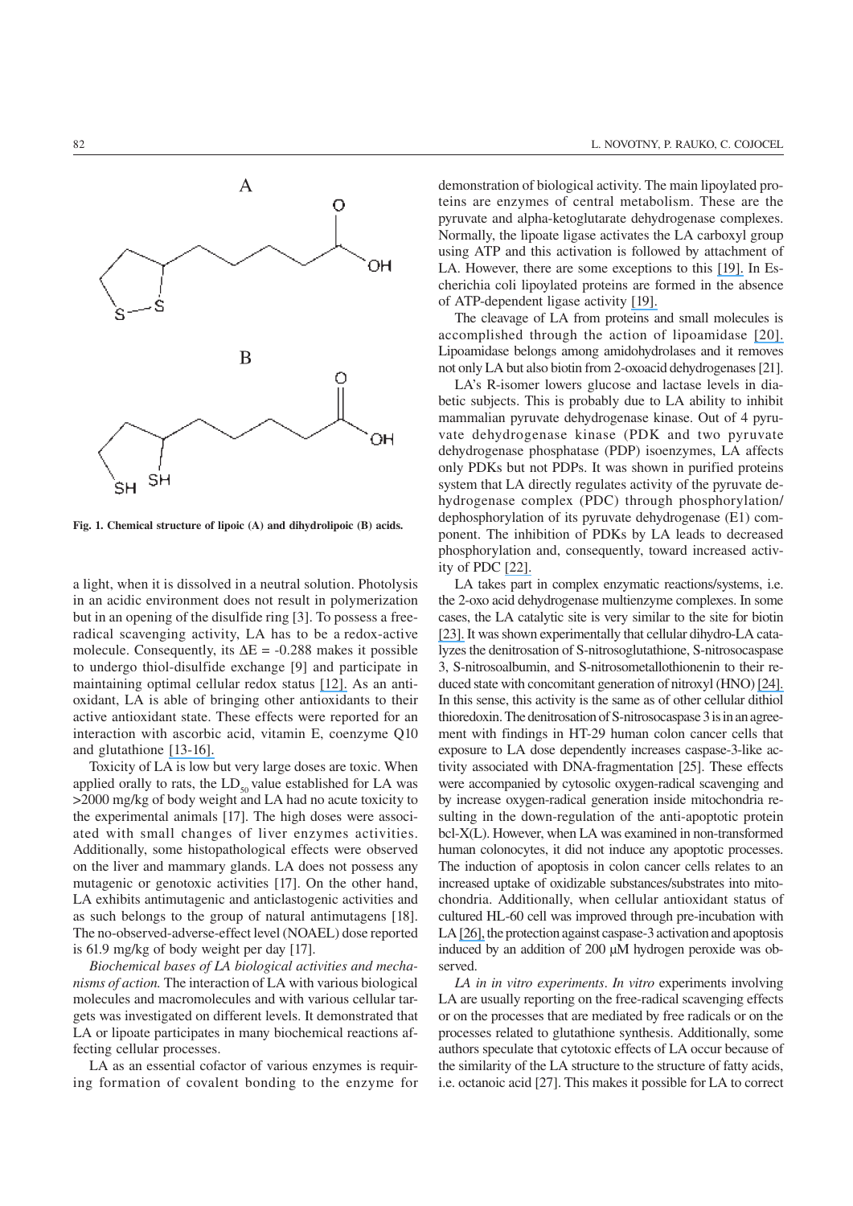Fig. 1. Chemical structure of lipoic (A) and dihydrolipoic (B) acids.

a light, when it is dissolved in a neutral solution. Photolysis in an acidic environment does not result in polymerization but in an opening of the disulfide ring [3]. To possess a free-radical scavenging activity, LA has to be a redox-active molecule. Consequently, its ΔE = -0.288 makes it possible to undergo thiol-disulfide exchange [9] and participate in maintaining optimal cellular redox status [12]. As an antioxidant, LA is able of bringing other antioxidants to their active antioxidant state. These effects were reported for an interaction with ascorbic acid, vitamin E, coenzyme Q10 and glutathione [13-16].

Toxicity of LA is low but very large doses are toxic. When applied orally to rats, the $LD_{50}$ value established for LA was >2000 mg/kg of body weight and LA had no acute toxicity to the experimental animals [17]. The high doses were associated with small changes of liver enzymes activities. Additionally, some histopathological effects were observed on the liver and mammary glands. LA does not possess any mutagenic or genotoxic activities [17]. On the other hand, LA exhibits antimutagenic and anticlastogenic activities and as such belongs to the group of natural antimutagens [18]. The no-observed-adverse-effect level (NOAEL) dose reported is 61.9 mg/kg of body weight per day [17].

*Biochemical bases of LA biological activities and mechanisms of action.* The interaction of LA with various biological molecules and macromolecules and with various cellular targets was investigated on different levels. It demonstrated that LA or lipoate participates in many biochemical reactions affecting cellular processes.

LA as an essential cofactor of various enzymes is requiring formation of covalent bonding to the enzyme for demonstration of biological activity. The main lipoylated proteins are enzymes of central metabolism. These are the pyruvate and alpha-ketoglutarate dehydrogenase complexes. Normally, the lipoate ligase activates the LA carboxyl group using ATP and this activation is followed by attachment of LA. However, there are some exceptions to this [19]. In Escherichia coli lipoylated proteins are formed in the absence of ATP-dependent ligase activity [19].

The cleavage of LA from proteins and small molecules is accomplished through the action of lipoamidase [20]. Lipoamidase belongs among amidohydrolases and it removes not only LA but also biotin from 2-oxoacid dehydrogenases [21].

LA's R-isomer lowers glucose and lactase levels in diabetic subjects. This is probably due to LA ability to inhibit mammalian pyruvate dehydrogenase kinase. Out of 4 pyruvate dehydrogenase kinase (PDK and two pyruvate dehydrogenase phosphatase (PDP) isoenzymes, LA affects only PDKs but not PDPs. It was shown in purified proteins system that LA directly regulates activity of the pyruvate dehydrogenase complex (PDC) through phosphorylation/dephosphorylation of its pyruvate dehydrogenase (E1) component. The inhibition of PDKs by LA leads to decreased phosphorylation and, consequently, toward increased activity of PDC [22].

LA takes part in complex enzymatic reactions/systems, i.e. the 2-oxo acid dehydrogenase multienzyme complexes. In some cases, the LA catalytic site is very similar to the site for biotin [23]. It was shown experimentally that cellular dihydro-LA catalyzes the denitrosation of S-nitrosoglutathione, S-nitrosocaspase 3, S-nitrosoalbumin, and S-nitrosometallothionenin to their reduced state with concomitant generation of nitroxyl (HNO) [24]. In this sense, this activity is the same as of other cellular dithiol thioredoxin. The denitrosation of S-nitrosocaspase 3 is in an agreement with findings in HT-29 human colon cancer cells that exposure to LA dose dependently increases caspase-3-like activity associated with DNA-fragmentation [25]. These effects were accompanied by cytosolic oxygen-radical scavenging and by increase oxygen-radical generation inside mitochondria resulting in the down-regulation of the anti-apoptotic protein bcl-X(L). However, when LA was examined in non-transformed human colonocytes, it did not induce any apoptotic processes. The induction of apoptosis in colon cancer cells relates to an increased uptake of oxidizable substances/substrates into mitochondria. Additionally, when cellular antioxidant status of cultured HL-60 cell was improved through pre-incubation with LA [26], the protection against caspase-3 activation and apoptosis induced by an addition of 200 μM hydrogen peroxide was observed.

*LA in in vitro experiments*. *In vitro* experiments involving LA are usually reporting on the free-radical scavenging effects or on the processes that are mediated by free radicals or on the processes related to glutathione synthesis. Additionally, some authors speculate that cytotoxic effects of LA occur because of the similarity of the LA structure to the structure of fatty acids, i.e. octanoic acid [27]. This makes it possible for LA to correct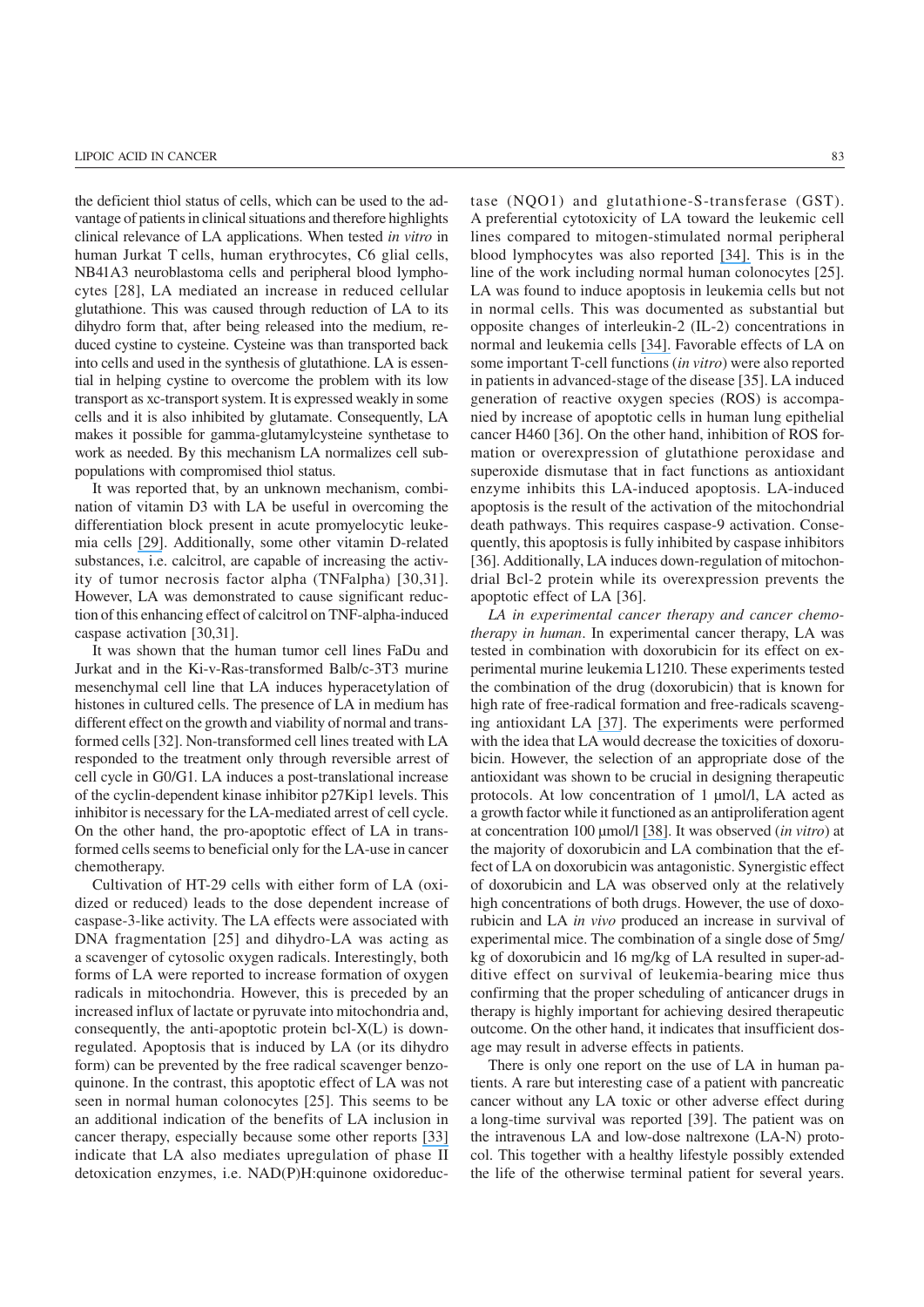the deficient thiol status of cells, which can be used to the advantage of patients in clinical situations and therefore highlights clinical relevance of LA applications. When tested *in vitro* in human Jurkat T cells, human erythrocytes, C6 glial cells, NB41A3 neuroblastoma cells and peripheral blood lymphocytes [28], LA mediated an increase in reduced cellular glutathione. This was caused through reduction of LA to its dihydro form that, after being released into the medium, reduced cystine to cysteine. Cysteine was than transported back into cells and used in the synthesis of glutathione. LA is essential in helping cystine to overcome the problem with its low transport as xc-transport system. It is expressed weakly in some cells and it is also inhibited by glutamate. Consequently, LA makes it possible for gamma-glutamylcysteine synthetase to work as needed. By this mechanism LA normalizes cell subpopulations with compromised thiol status.

It was reported that, by an unknown mechanism, combination of vitamin D3 with LA be useful in overcoming the differentiation block present in acute promyelocytic leukemia cells [29]. Additionally, some other vitamin D-related substances, i.e. calcitrol, are capable of increasing the activity of tumor necrosis factor alpha (TNFalpha) [30,31]. However, LA was demonstrated to cause significant reduction of this enhancing effect of calcitrol on TNF-alpha-induced caspase activation [30,31].

It was shown that the human tumor cell lines FaDu and Jurkat and in the Ki-v-Ras-transformed Balb/c-3T3 murine mesenchymal cell line that LA induces hyperacetylation of histones in cultured cells. The presence of LA in medium has different effect on the growth and viability of normal and transformed cells [32]. Non-transformed cell lines treated with LA responded to the treatment only through reversible arrest of cell cycle in G0/G1. LA induces a post-translational increase of the cyclin-dependent kinase inhibitor p27Kip1 levels. This inhibitor is necessary for the LA-mediated arrest of cell cycle. On the other hand, the pro-apoptotic effect of LA in transformed cells seems to beneficial only for the LA-use in cancer chemotherapy.

Cultivation of HT-29 cells with either form of LA (oxidized or reduced) leads to the dose dependent increase of caspase-3-like activity. The LA effects were associated with DNA fragmentation [25] and dihydro-LA was acting as a scavenger of cytosolic oxygen radicals. Interestingly, both forms of LA were reported to increase formation of oxygen radicals in mitochondria. However, this is preceded by an increased influx of lactate or pyruvate into mitochondria and, consequently, the anti-apoptotic protein bcl-X(L) is downregulated. Apoptosis that is induced by LA (or its dihydro form) can be prevented by the free radical scavenger benzoquinone. In the contrast, this apoptotic effect of LA was not seen in normal human colonocytes [25]. This seems to be an additional indication of the benefits of LA inclusion in cancer therapy, especially because some other reports [33] indicate that LA also mediates upregulation of phase II detoxication enzymes, i.e. NAD(P)H:quinone oxidoreductase (NQO1) and glutathione-S-transferase (GST). A preferential cytotoxicity of LA toward the leukemic cell lines compared to mitogen-stimulated normal peripheral blood lymphocytes was also reported [34]. This is in the line of the work including normal human colonocytes [25]. LA was found to induce apoptosis in leukemia cells but not in normal cells. This was documented as substantial but opposite changes of interleukin-2 (IL-2) concentrations in normal and leukemia cells [34]. Favorable effects of LA on some important T-cell functions (*in vitro*) were also reported in patients in advanced-stage of the disease [35]. LA induced generation of reactive oxygen species (ROS) is accompanied by increase of apoptotic cells in human lung epithelial cancer H460 [36]. On the other hand, inhibition of ROS formation or overexpression of glutathione peroxidase and superoxide dismutase that in fact functions as antioxidant enzyme inhibits this LA-induced apoptosis. LA-induced apoptosis is the result of the activation of the mitochondrial death pathways. This requires caspase-9 activation. Consequently, this apoptosis is fully inhibited by caspase inhibitors [36]. Additionally, LA induces down-regulation of mitochondrial Bcl-2 protein while its overexpression prevents the apoptotic effect of LA [36].

*LA in experimental cancer therapy and cancer chemotherapy in human*. In experimental cancer therapy, LA was tested in combination with doxorubicin for its effect on experimental murine leukemia L1210. These experiments tested the combination of the drug (doxorubicin) that is known for high rate of free-radical formation and free-radicals scavenging antioxidant LA [37]. The experiments were performed with the idea that LA would decrease the toxicities of doxorubicin. However, the selection of an appropriate dose of the antioxidant was shown to be crucial in designing therapeutic protocols. At low concentration of 1 μmol/l, LA acted as a growth factor while it functioned as an antiproliferation agent at concentration 100 μmol/l [38]. It was observed (*in vitro*) at the majority of doxorubicin and LA combination that the effect of LA on doxorubicin was antagonistic. Synergistic effect of doxorubicin and LA was observed only at the relatively high concentrations of both drugs. However, the use of doxorubicin and LA *in vivo* produced an increase in survival of experimental mice. The combination of a single dose of 5mg/kg of doxorubicin and 16 mg/kg of LA resulted in super-additive effect on survival of leukemia-bearing mice thus confirming that the proper scheduling of anticancer drugs in therapy is highly important for achieving desired therapeutic outcome. On the other hand, it indicates that insufficient dosage may result in adverse effects in patients.

There is only one report on the use of LA in human patients. A rare but interesting case of a patient with pancreatic cancer without any LA toxic or other adverse effect during a long-time survival was reported [39]. The patient was on the intravenous LA and low-dose naltrexone (LA-N) protocol. This together with a healthy lifestyle possibly extended the life of the otherwise terminal patient for several years.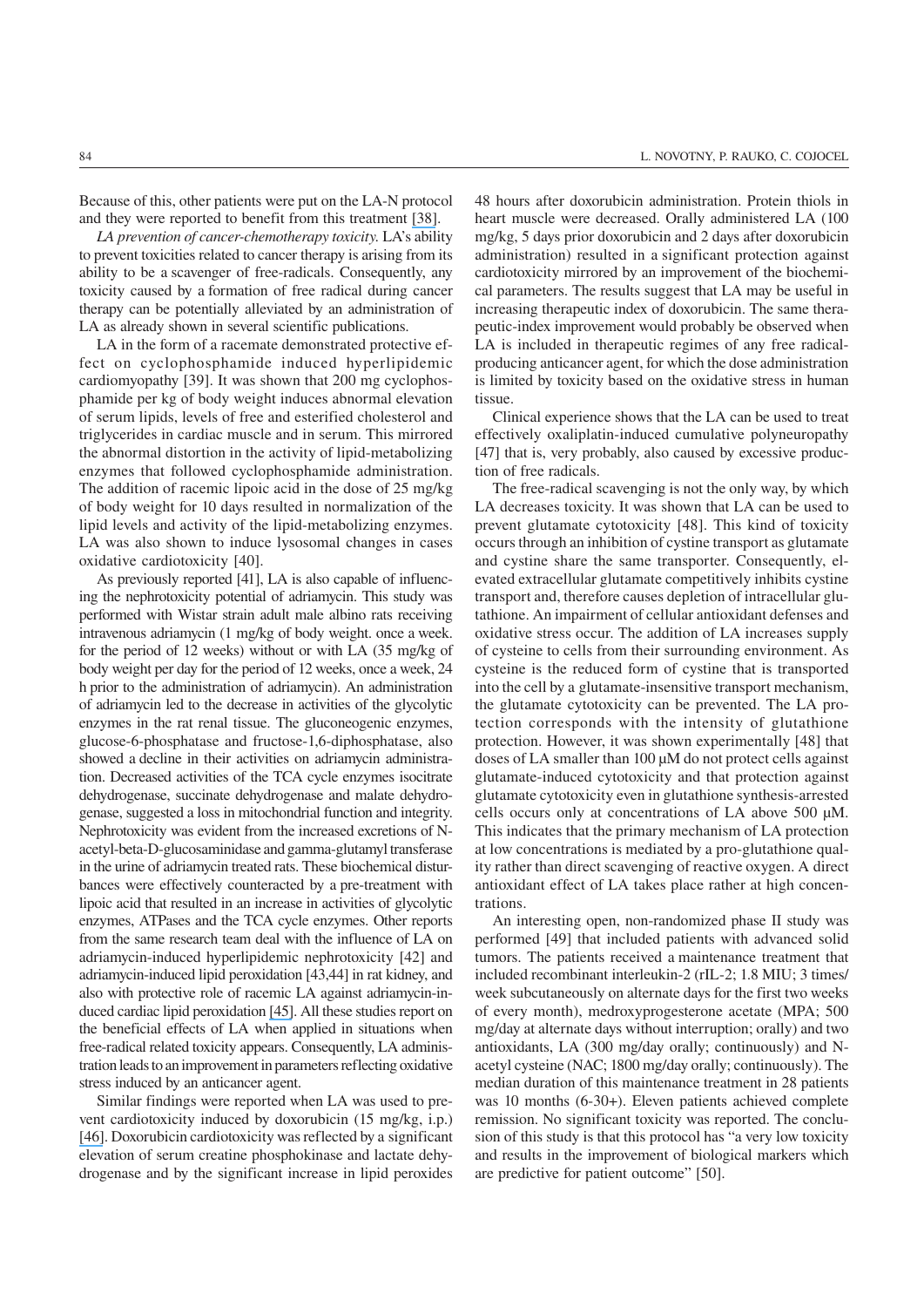Because of this, other patients were put on the LA-N protocol and they were reported to benefit from this treatment [38].

*LA prevention of cancer-chemotherapy toxicity.* LA's ability to prevent toxicities related to cancer therapy is arising from its ability to be a scavenger of free-radicals. Consequently, any toxicity caused by a formation of free radical during cancer therapy can be potentially alleviated by an administration of LA as already shown in several scientific publications.

LA in the form of a racemate demonstrated protective effect on cyclophosphamide induced hyperlipidemic cardiomyopathy [39]. It was shown that 200 mg cyclophosphamide per kg of body weight induces abnormal elevation of serum lipids, levels of free and esterified cholesterol and triglycerides in cardiac muscle and in serum. This mirrored the abnormal distortion in the activity of lipid-metabolizing enzymes that followed cyclophosphamide administration. The addition of racemic lipoic acid in the dose of 25 mg/kg of body weight for 10 days resulted in normalization of the lipid levels and activity of the lipid-metabolizing enzymes. LA was also shown to induce lysosomal changes in cases oxidative cardiotoxicity [40].

As previously reported [41], LA is also capable of influencing the nephrotoxicity potential of adriamycin. This study was performed with Wistar strain adult male albino rats receiving intravenous adriamycin (1 mg/kg of body weight. once a week. for the period of 12 weeks) without or with LA (35 mg/kg of body weight per day for the period of 12 weeks, once a week, 24 h prior to the administration of adriamycin). An administration of adriamycin led to the decrease in activities of the glycolytic enzymes in the rat renal tissue. The gluconeogenic enzymes, glucose-6-phosphatase and fructose-1,6-diphosphatase, also showed a decline in their activities on adriamycin administration. Decreased activities of the TCA cycle enzymes isocitrate dehydrogenase, succinate dehydrogenase and malate dehydrogenase, suggested a loss in mitochondrial function and integrity. Nephrotoxicity was evident from the increased excretions of N-acetyl-beta-D-glucosaminidase and gamma-glutamyl transferase in the urine of adriamycin treated rats. These biochemical disturbances were effectively counteracted by a pre-treatment with lipoic acid that resulted in an increase in activities of glycolytic enzymes, ATPases and the TCA cycle enzymes. Other reports from the same research team deal with the influence of LA on adriamycin-induced hyperlipidemic nephrotoxicity [42] and adriamycin-induced lipid peroxidation [43,44] in rat kidney, and also with protective role of racemic LA against adriamycin-induced cardiac lipid peroxidation [45]. All these studies report on the beneficial effects of LA when applied in situations when free-radical related toxicity appears. Consequently, LA administration leads to an improvement in parameters reflecting oxidative stress induced by an anticancer agent.

Similar findings were reported when LA was used to prevent cardiotoxicity induced by doxorubicin (15 mg/kg, i.p.) [46]. Doxorubicin cardiotoxicity was reflected by a significant elevation of serum creatine phosphokinase and lactate dehydrogenase and by the significant increase in lipid peroxides 48 hours after doxorubicin administration. Protein thiols in heart muscle were decreased. Orally administered LA (100 mg/kg, 5 days prior doxorubicin and 2 days after doxorubicin administration) resulted in a significant protection against cardiotoxicity mirrored by an improvement of the biochemical parameters. The results suggest that LA may be useful in increasing therapeutic index of doxorubicin. The same therapeutic-index improvement would probably be observed when LA is included in therapeutic regimes of any free radical-producing anticancer agent, for which the dose administration is limited by toxicity based on the oxidative stress in human tissue.

Clinical experience shows that the LA can be used to treat effectively oxaliplatin-induced cumulative polyneuropathy [47] that is, very probably, also caused by excessive production of free radicals.

The free-radical scavenging is not the only way, by which LA decreases toxicity. It was shown that LA can be used to prevent glutamate cytotoxicity [48]. This kind of toxicity occurs through an inhibition of cystine transport as glutamate and cystine share the same transporter. Consequently, elevated extracellular glutamate competitively inhibits cystine transport and, therefore causes depletion of intracellular glutathione. An impairment of cellular antioxidant defenses and oxidative stress occur. The addition of LA increases supply of cysteine to cells from their surrounding environment. As cysteine is the reduced form of cystine that is transported into the cell by a glutamate-insensitive transport mechanism, the glutamate cytotoxicity can be prevented. The LA protection corresponds with the intensity of glutathione protection. However, it was shown experimentally [48] that doses of LA smaller than 100 μM do not protect cells against glutamate-induced cytotoxicity and that protection against glutamate cytotoxicity even in glutathione synthesis-arrested cells occurs only at concentrations of LA above 500 μM. This indicates that the primary mechanism of LA protection at low concentrations is mediated by a pro-glutathione quality rather than direct scavenging of reactive oxygen. A direct antioxidant effect of LA takes place rather at high concentrations.

An interesting open, non-randomized phase II study was performed [49] that included patients with advanced solid tumors. The patients received a maintenance treatment that included recombinant interleukin-2 (rIL-2; 1.8 MIU; 3 times/week subcutaneously on alternate days for the first two weeks of every month), medroxyprogesterone acetate (MPA; 500 mg/day at alternate days without interruption; orally) and two antioxidants, LA (300 mg/day orally; continuously) and N-acetyl cysteine (NAC; 1800 mg/day orally; continuously). The median duration of this maintenance treatment in 28 patients was 10 months (6-30+). Eleven patients achieved complete remission. No significant toxicity was reported. The conclusion of this study is that this protocol has "a very low toxicity and results in the improvement of biological markers which are predictive for patient outcome" [50].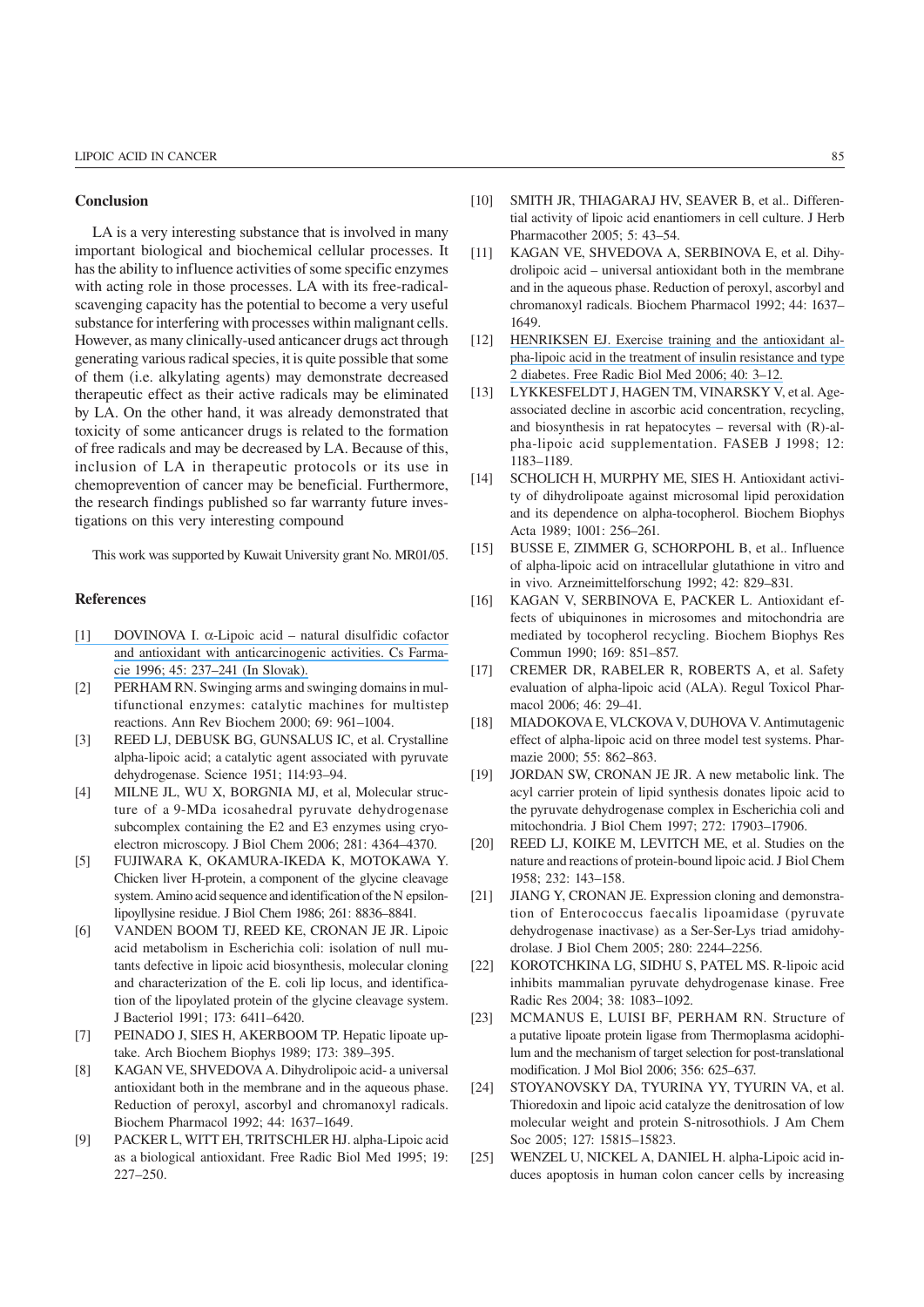## Conclusion

LA is a very interesting substance that is involved in many important biological and biochemical cellular processes. It has the ability to influence activities of some specific enzymes with acting role in those processes. LA with its free-radical-scavenging capacity has the potential to become a very useful substance for interfering with processes within malignant cells. However, as many clinically-used anticancer drugs act through generating various radical species, it is quite possible that some of them (i.e. alkylating agents) may demonstrate decreased therapeutic effect as their active radicals may be eliminated by LA. On the other hand, it was already demonstrated that toxicity of some anticancer drugs is related to the formation of free radicals and may be decreased by LA. Because of this, inclusion of LA in therapeutic protocols or its use in chemoprevention of cancer may be beneficial. Furthermore, the research findings published so far warranty future investigations on this very interesting compound

This work was supported by Kuwait University grant No. MR01/05.

## References

[1] DOVINOVA I. α-Lipoic acid – natural disulfidic cofactor and antioxidant with anticarcinogenic activities. Cs Farmacie 1996; 45: 237–241 (In Slovak).

[2] PERHAM RN. Swinging arms and swinging domains in multifunctional enzymes: catalytic machines for multistep reactions. Ann Rev Biochem 2000; 69: 961–1004.

[3] REED LJ, DEBUSK BG, GUNSALUS IC, et al. Crystalline alpha-lipoic acid; a catalytic agent associated with pyruvate dehydrogenase. Science 1951; 114:93–94.

[4] MILNE JL, WU X, BORGNIA MJ, et al, Molecular structure of a 9-MDa icosahedral pyruvate dehydrogenase subcomplex containing the E2 and E3 enzymes using cryo-electron microscopy. J Biol Chem 2006; 281: 4364–4370.

[5] FUJIWARA K, OKAMURA-IKEDA K, MOTOKAWA Y. Chicken liver H-protein, a component of the glycine cleavage system. Amino acid sequence and identification of the N epsilon-lipoyllysine residue. J Biol Chem 1986; 261: 8836–8841.

[6] VANDEN BOOM TJ, REED KE, CRONAN JE JR. Lipoic acid metabolism in Escherichia coli: isolation of null mutants defective in lipoic acid biosynthesis, molecular cloning and characterization of the E. coli lip locus, and identification of the lipoylated protein of the glycine cleavage system. J Bacteriol 1991; 173: 6411–6420.

[7] PEINADO J, SIES H, AKERBOOM TP. Hepatic lipoate uptake. Arch Biochem Biophys 1989; 173: 389–395.

[8] KAGAN VE, SHVEDOVA A. Dihydrolipoic acid- a universal antioxidant both in the membrane and in the aqueous phase. Reduction of peroxyl, ascorbyl and chromanoxyl radicals. Biochem Pharmacol 1992; 44: 1637–1649.

[9] PACKER L, WITT EH, TRITSCHLER HJ. alpha-Lipoic acid as a biological antioxidant. Free Radic Biol Med 1995; 19: 227–250.

[10] SMITH JR, THIAGARAJ HV, SEAVER B, et al.. Differential activity of lipoic acid enantiomers in cell culture. J Herb Pharmacother 2005; 5: 43–54.

[11] KAGAN VE, SHVEDOVA A, SERBINOVA E, et al. Dihydrolipoic acid – universal antioxidant both in the membrane and in the aqueous phase. Reduction of peroxyl, ascorbyl and chromanoxyl radicals. Biochem Pharmacol 1992; 44: 1637–1649.

[12] HENRIKSEN EJ. Exercise training and the antioxidant alpha-lipoic acid in the treatment of insulin resistance and type 2 diabetes. Free Radic Biol Med 2006; 40: 3–12.

[13] LYKKESFELDT J, HAGEN TM, VINARSKY V, et al. Age-associated decline in ascorbic acid concentration, recycling, and biosynthesis in rat hepatocytes – reversal with (R)-alpha-lipoic acid supplementation. FASEB J 1998; 12: 1183–1189.

[14] SCHOLICH H, MURPHY ME, SIES H. Antioxidant activity of dihydrolipoate against microsomal lipid peroxidation and its dependence on alpha-tocopherol. Biochem Biophys Acta 1989; 1001: 256–261.

[15] BUSSE E, ZIMMER G, SCHORPOHL B, et al.. Influence of alpha-lipoic acid on intracellular glutathione in vitro and in vivo. Arzneimittelforschung 1992; 42: 829–831.

[16] KAGAN V, SERBINOVA E, PACKER L. Antioxidant effects of ubiquinones in microsomes and mitochondria are mediated by tocopherol recycling. Biochem Biophys Res Commun 1990; 169: 851–857.

[17] CREMER DR, RABELER R, ROBERTS A, et al. Safety evaluation of alpha-lipoic acid (ALA). Regul Toxicol Pharmacol 2006; 46: 29–41.

[18] MIADOKOVA E, VLCKOVA V, DUHOVA V. Antimutagenic effect of alpha-lipoic acid on three model test systems. Pharmazie 2000; 55: 862–863.

[19] JORDAN SW, CRONAN JE JR. A new metabolic link. The acyl carrier protein of lipid synthesis donates lipoic acid to the pyruvate dehydrogenase complex in Escherichia coli and mitochondria. J Biol Chem 1997; 272: 17903–17906.

[20] REED LJ, KOIKE M, LEVITCH ME, et al. Studies on the nature and reactions of protein-bound lipoic acid. J Biol Chem 1958; 232: 143–158.

[21] JIANG Y, CRONAN JE. Expression cloning and demonstration of Enterococcus faecalis lipoamidase (pyruvate dehydrogenase inactivase) as a Ser-Ser-Lys triad amidohydrolase. J Biol Chem 2005; 280: 2244–2256.

[22] KOROTCHKINA LG, SIDHU S, PATEL MS. R-lipoic acid inhibits mammalian pyruvate dehydrogenase kinase. Free Radic Res 2004; 38: 1083–1092.

[23] MCMANUS E, LUISI BF, PERHAM RN. Structure of a putative lipoate protein ligase from Thermoplasma acidophilum and the mechanism of target selection for post-translational modification. J Mol Biol 2006; 356: 625–637.

[24] STOYANOVSKY DA, TYURINA YY, TYURIN VA, et al. Thioredoxin and lipoic acid catalyze the denitrosation of low molecular weight and protein S-nitrosothiols. J Am Chem Soc 2005; 127: 15815–15823.

[25] WENZEL U, NICKEL A, DANIEL H. alpha-Lipoic acid induces apoptosis in human colon cancer cells by increasing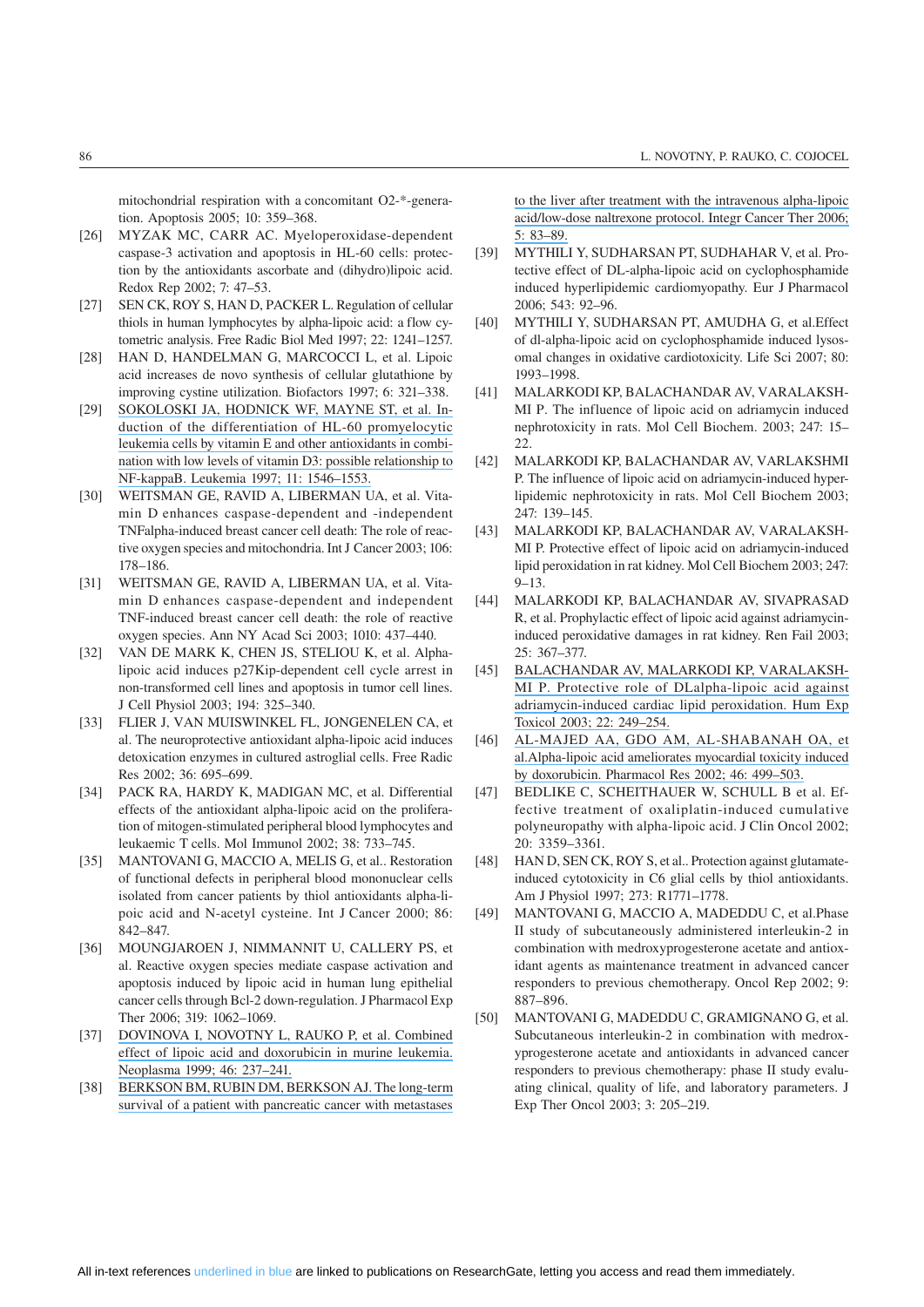mitochondrial respiration with a concomitant O2-*-generation. Apoptosis 2005; 10: 359–368.

[26] MYZAK MC, CARR AC. Myeloperoxidase-dependent caspase-3 activation and apoptosis in HL-60 cells: protection by the antioxidants ascorbate and (dihydro)lipoic acid. Redox Rep 2002; 7: 47–53.

[27] SEN CK, ROY S, HAN D, PACKER L. Regulation of cellular thiols in human lymphocytes by alpha-lipoic acid: a flow cytometric analysis. Free Radic Biol Med 1997; 22: 1241–1257.

[28] HAN D, HANDELMAN G, MARCOCCI L, et al. Lipoic acid increases de novo synthesis of cellular glutathione by improving cystine utilization. Biofactors 1997; 6: 321–338.

[29] SOKOLOSKI JA, HODNICK WF, MAYNE ST, et al. Induction of the differentiation of HL-60 promyelocytic leukemia cells by vitamin E and other antioxidants in combination with low levels of vitamin D3: possible relationship to NF-kappaB. Leukemia 1997; 11: 1546–1553.

[30] WEITSMAN GE, RAVID A, LIBERMAN UA, et al. Vitamin D enhances caspase-dependent and -independent TNFalpha-induced breast cancer cell death: The role of reactive oxygen species and mitochondria. Int J Cancer 2003; 106: 178–186.

[31] WEITSMAN GE, RAVID A, LIBERMAN UA, et al. Vitamin D enhances caspase-dependent and independent TNF-induced breast cancer cell death: the role of reactive oxygen species. Ann NY Acad Sci 2003; 1010: 437–440.

[32] VAN DE MARK K, CHEN JS, STELIOU K, et al. Alpha-lipoic acid induces p27Kip-dependent cell cycle arrest in non-transformed cell lines and apoptosis in tumor cell lines. J Cell Physiol 2003; 194: 325–340.

[33] FLIER J, VAN MUISWINKEL FL, JONGENELEN CA, et al. The neuroprotective antioxidant alpha-lipoic acid induces detoxication enzymes in cultured astroglial cells. Free Radic Res 2002; 36: 695–699.

[34] PACK RA, HARDY K, MADIGAN MC, et al. Differential effects of the antioxidant alpha-lipoic acid on the proliferation of mitogen-stimulated peripheral blood lymphocytes and leukaemic T cells. Mol Immunol 2002; 38: 733–745.

[35] MANTOVANI G, MACCIO A, MELIS G, et al.. Restoration of functional defects in peripheral blood mononuclear cells isolated from cancer patients by thiol antioxidants alpha-lipoic acid and N-acetyl cysteine. Int J Cancer 2000; 86: 842–847.

[36] MOUNGJAROEN J, NIMMANNIT U, CALLERY PS, et al. Reactive oxygen species mediate caspase activation and apoptosis induced by lipoic acid in human lung epithelial cancer cells through Bcl-2 down-regulation. J Pharmacol Exp Ther 2006; 319: 1062–1069.

[37] DOVINOVA I, NOVOTNY L, RAUKO P, et al. Combined effect of lipoic acid and doxorubicin in murine leukemia. Neoplasma 1999; 46: 237–241.

[38] BERKSON BM, RUBIN DM, BERKSON AJ. The long-term survival of a patient with pancreatic cancer with metastases to the liver after treatment with the intravenous alpha-lipoic acid/low-dose naltrexone protocol. Integr Cancer Ther 2006; 5: 83–89.

[39] MYTHILI Y, SUDHARSAN PT, SUDHAHAR V, et al. Protective effect of DL-alpha-lipoic acid on cyclophosphamide induced hyperlipidemic cardiomyopathy. Eur J Pharmacol 2006; 543: 92–96.

[40] MYTHILI Y, SUDHARSAN PT, AMUDHA G, et al.Effect of dl-alpha-lipoic acid on cyclophosphamide induced lysosomal changes in oxidative cardiotoxicity. Life Sci 2007; 80: 1993–1998.

[41] MALARKODI KP, BALACHANDAR AV, VARALAKSHMI P. The influence of lipoic acid on adriamycin induced nephrotoxicity in rats. Mol Cell Biochem. 2003; 247: 15–22.

[42] MALARKODI KP, BALACHANDAR AV, VARLAKSHMI P. The influence of lipoic acid on adriamycin-induced hyperlipidemic nephrotoxicity in rats. Mol Cell Biochem 2003; 247: 139–145.

[43] MALARKODI KP, BALACHANDAR AV, VARALAKSHMI P. Protective effect of lipoic acid on adriamycin-induced lipid peroxidation in rat kidney. Mol Cell Biochem 2003; 247: 9–13.

[44] MALARKODI KP, BALACHANDAR AV, SIVAPRASAD R, et al. Prophylactic effect of lipoic acid against adriamycin-induced peroxidative damages in rat kidney. Ren Fail 2003; 25: 367–377.

[45] BALACHANDAR AV, MALARKODI KP, VARALAKSHMI P. Protective role of DLalpha-lipoic acid against adriamycin-induced cardiac lipid peroxidation. Hum Exp Toxicol 2003; 22: 249–254.

[46] AL-MAJED AA, GDO AM, AL-SHABANAH OA, et al.Alpha-lipoic acid ameliorates myocardial toxicity induced by doxorubicin. Pharmacol Res 2002; 46: 499–503.

[47] BEDLIKE C, SCHEITHAUER W, SCHULL B et al. Effective treatment of oxaliplatin-induced cumulative polyneuropathy with alpha-lipoic acid. J Clin Oncol 2002; 20: 3359–3361.

[48] HAN D, SEN CK, ROY S, et al.. Protection against glutamate-induced cytotoxicity in C6 glial cells by thiol antioxidants. Am J Physiol 1997; 273: R1771–1778.

[49] MANTOVANI G, MACCIO A, MADEDDU C, et al.Phase II study of subcutaneously administered interleukin-2 in combination with medroxyprogesterone acetate and antioxidant agents as maintenance treatment in advanced cancer responders to previous chemotherapy. Oncol Rep 2002; 9: 887–896.

[50] MANTOVANI G, MADEDDU C, GRAMIGNANO G, et al. Subcutaneous interleukin-2 in combination with medroxyprogesterone acetate and antioxidants in advanced cancer responders to previous chemotherapy: phase II study evaluating clinical, quality of life, and laboratory parameters. J Exp Ther Oncol 2003; 3: 205–219.